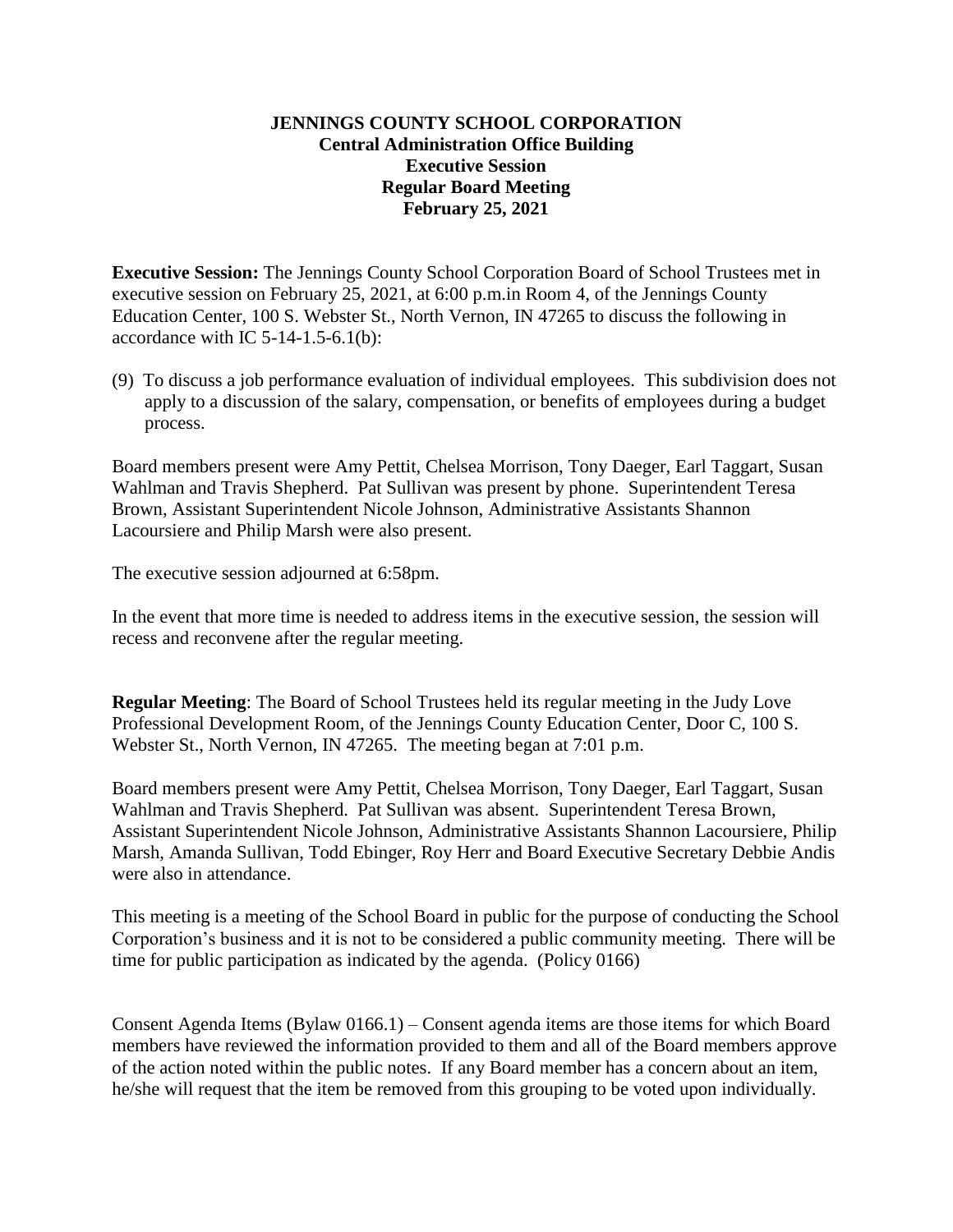# JENNINGS COUNTY SCHOOL CORPORATION

**Central Administration Office Building**
**Executive Session**
**Regular Board Meeting**
**February 25, 2021**

**Executive Session:** The Jennings County School Corporation Board of School Trustees met in executive session on February 25, 2021, at 6:00 p.m.in Room 4, of the Jennings County Education Center, 100 S. Webster St., North Vernon, IN 47265 to discuss the following in accordance with IC 5-14-1.5-6.1(b):

(9) To discuss a job performance evaluation of individual employees. This subdivision does not apply to a discussion of the salary, compensation, or benefits of employees during a budget process.

Board members present were Amy Pettit, Chelsea Morrison, Tony Daeger, Earl Taggart, Susan Wahlman and Travis Shepherd. Pat Sullivan was present by phone. Superintendent Teresa Brown, Assistant Superintendent Nicole Johnson, Administrative Assistants Shannon Lacoursiere and Philip Marsh were also present.

The executive session adjourned at 6:58pm.

In the event that more time is needed to address items in the executive session, the session will recess and reconvene after the regular meeting.

**Regular Meeting**: The Board of School Trustees held its regular meeting in the Judy Love Professional Development Room, of the Jennings County Education Center, Door C, 100 S. Webster St., North Vernon, IN 47265. The meeting began at 7:01 p.m.

Board members present were Amy Pettit, Chelsea Morrison, Tony Daeger, Earl Taggart, Susan Wahlman and Travis Shepherd. Pat Sullivan was absent. Superintendent Teresa Brown, Assistant Superintendent Nicole Johnson, Administrative Assistants Shannon Lacoursiere, Philip Marsh, Amanda Sullivan, Todd Ebinger, Roy Herr and Board Executive Secretary Debbie Andis were also in attendance.

This meeting is a meeting of the School Board in public for the purpose of conducting the School Corporation's business and it is not to be considered a public community meeting. There will be time for public participation as indicated by the agenda. (Policy 0166)

Consent Agenda Items (Bylaw 0166.1) – Consent agenda items are those items for which Board members have reviewed the information provided to them and all of the Board members approve of the action noted within the public notes. If any Board member has a concern about an item, he/she will request that the item be removed from this grouping to be voted upon individually.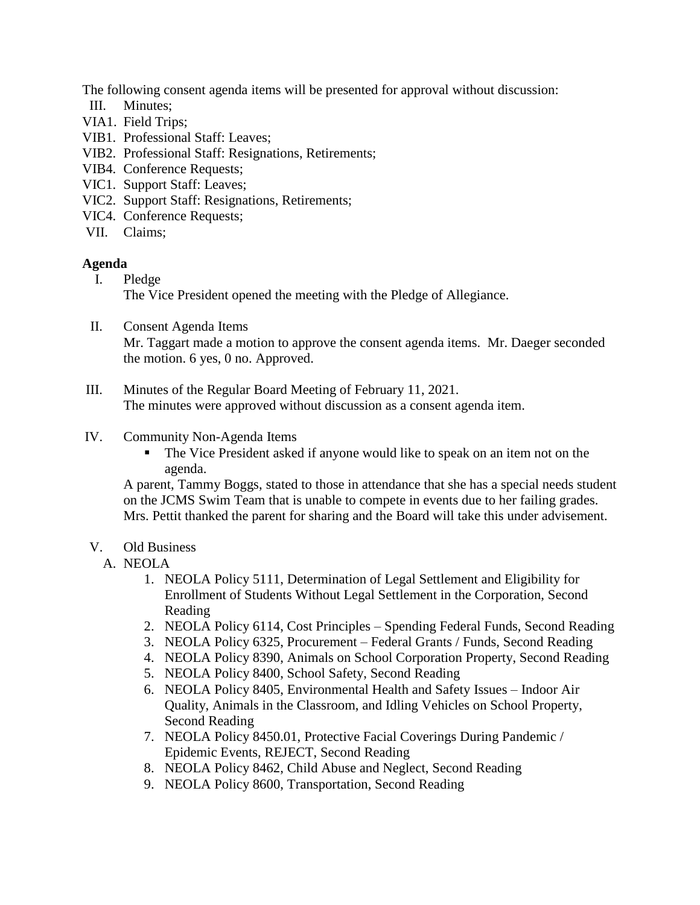The following consent agenda items will be presented for approval without discussion:

- III. Minutes;
- VIA1. Field Trips;
- VIB1. Professional Staff: Leaves;
- VIB2. Professional Staff: Resignations, Retirements;
- VIB4. Conference Requests;
- VIC1. Support Staff: Leaves;
- VIC2. Support Staff: Resignations, Retirements;
- VIC4. Conference Requests;
- VII. Claims;

**Agenda**

I. Pledge
   The Vice President opened the meeting with the Pledge of Allegiance.

II. Consent Agenda Items
   Mr. Taggart made a motion to approve the consent agenda items. Mr. Daeger seconded the motion. 6 yes, 0 no. Approved.

III. Minutes of the Regular Board Meeting of February 11, 2021.
   The minutes were approved without discussion as a consent agenda item.

IV. Community Non-Agenda Items
   - The Vice President asked if anyone would like to speak on an item not on the agenda.

   A parent, Tammy Boggs, stated to those in attendance that she has a special needs student on the JCMS Swim Team that is unable to compete in events due to her failing grades. Mrs. Pettit thanked the parent for sharing and the Board will take this under advisement.

V. Old Business
   A. NEOLA
      1. NEOLA Policy 5111, Determination of Legal Settlement and Eligibility for Enrollment of Students Without Legal Settlement in the Corporation, Second Reading
      2. NEOLA Policy 6114, Cost Principles – Spending Federal Funds, Second Reading
      3. NEOLA Policy 6325, Procurement – Federal Grants / Funds, Second Reading
      4. NEOLA Policy 8390, Animals on School Corporation Property, Second Reading
      5. NEOLA Policy 8400, School Safety, Second Reading
      6. NEOLA Policy 8405, Environmental Health and Safety Issues – Indoor Air Quality, Animals in the Classroom, and Idling Vehicles on School Property, Second Reading
      7. NEOLA Policy 8450.01, Protective Facial Coverings During Pandemic / Epidemic Events, REJECT, Second Reading
      8. NEOLA Policy 8462, Child Abuse and Neglect, Second Reading
      9. NEOLA Policy 8600, Transportation, Second Reading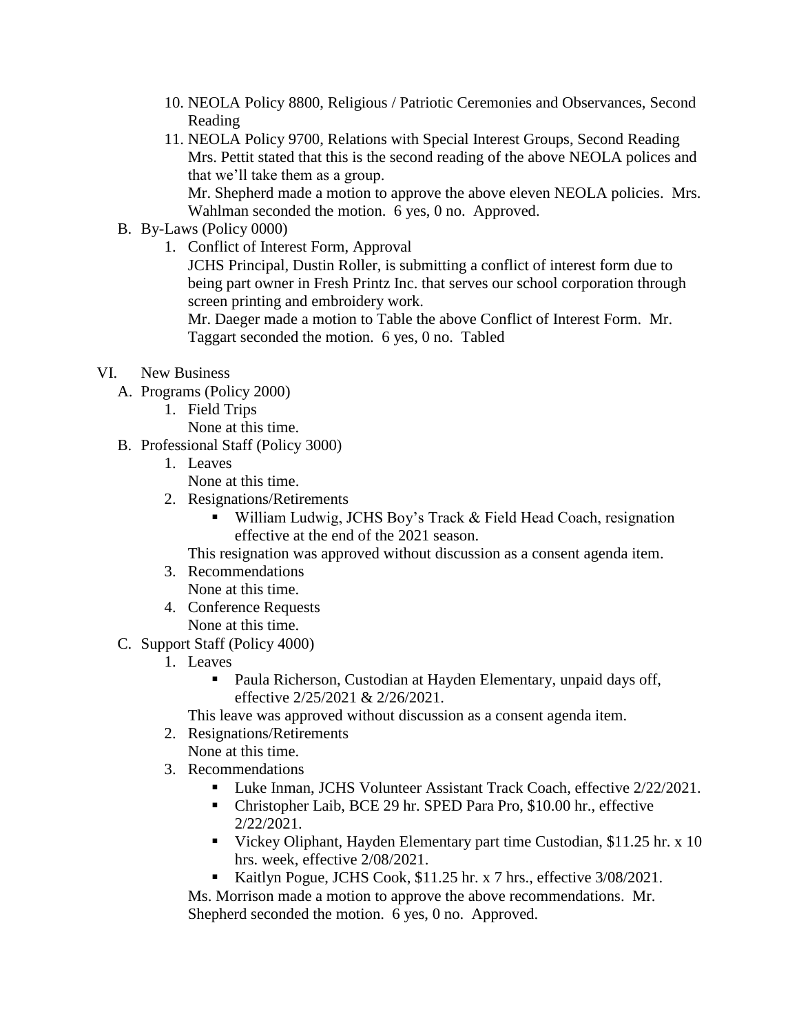10. NEOLA Policy 8800, Religious / Patriotic Ceremonies and Observances, Second Reading
11. NEOLA Policy 9700, Relations with Special Interest Groups, Second Reading
    Mrs. Pettit stated that this is the second reading of the above NEOLA polices and that we'll take them as a group.
    Mr. Shepherd made a motion to approve the above eleven NEOLA policies. Mrs. Wahlman seconded the motion. 6 yes, 0 no. Approved.

B. By-Laws (Policy 0000)
   1. Conflict of Interest Form, Approval
      JCHS Principal, Dustin Roller, is submitting a conflict of interest form due to being part owner in Fresh Printz Inc. that serves our school corporation through screen printing and embroidery work.
      Mr. Daeger made a motion to Table the above Conflict of Interest Form. Mr. Taggart seconded the motion. 6 yes, 0 no. Tabled

VI. New Business

A. Programs (Policy 2000)
   1. Field Trips
      None at this time.

B. Professional Staff (Policy 3000)
   1. Leaves
      None at this time.
   2. Resignations/Retirements
      - William Ludwig, JCHS Boy's Track & Field Head Coach, resignation effective at the end of the 2021 season.

      This resignation was approved without discussion as a consent agenda item.
   3. Recommendations
      None at this time.
   4. Conference Requests
      None at this time.

C. Support Staff (Policy 4000)
   1. Leaves
      - Paula Richerson, Custodian at Hayden Elementary, unpaid days off, effective 2/25/2021 & 2/26/2021.

      This leave was approved without discussion as a consent agenda item.
   2. Resignations/Retirements
      None at this time.
   3. Recommendations
      - Luke Inman, JCHS Volunteer Assistant Track Coach, effective 2/22/2021.
      - Christopher Laib, BCE 29 hr. SPED Para Pro, $10.00 hr., effective 2/22/2021.
      - Vickey Oliphant, Hayden Elementary part time Custodian, $11.25 hr. x 10 hrs. week, effective 2/08/2021.
      - Kaitlyn Pogue, JCHS Cook, $11.25 hr. x 7 hrs., effective 3/08/2021.

      Ms. Morrison made a motion to approve the above recommendations. Mr. Shepherd seconded the motion. 6 yes, 0 no. Approved.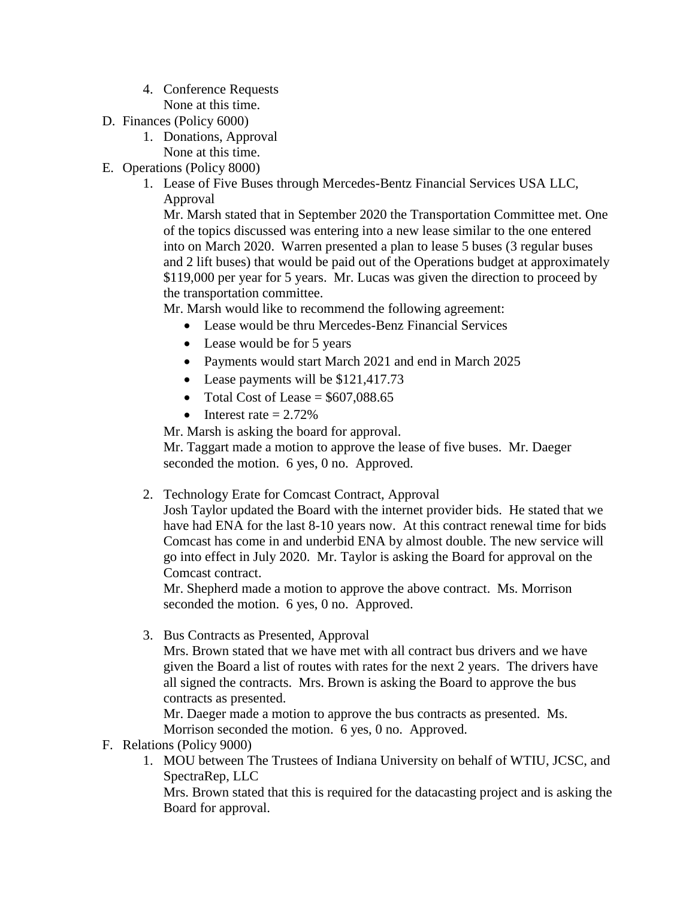4. Conference Requests
   None at this time.

D. Finances (Policy 6000)
   1. Donations, Approval
      None at this time.

E. Operations (Policy 8000)
   1. Lease of Five Buses through Mercedes-Bentz Financial Services USA LLC, Approval
      Mr. Marsh stated that in September 2020 the Transportation Committee met. One of the topics discussed was entering into a new lease similar to the one entered into on March 2020. Warren presented a plan to lease 5 buses (3 regular buses and 2 lift buses) that would be paid out of the Operations budget at approximately $119,000 per year for 5 years. Mr. Lucas was given the direction to proceed by the transportation committee.
      Mr. Marsh would like to recommend the following agreement:
      - Lease would be thru Mercedes-Benz Financial Services
      - Lease would be for 5 years
      - Payments would start March 2021 and end in March 2025
      - Lease payments will be $121,417.73
      - Total Cost of Lease = $607,088.65
      - Interest rate = 2.72%

      Mr. Marsh is asking the board for approval.
      Mr. Taggart made a motion to approve the lease of five buses. Mr. Daeger seconded the motion. 6 yes, 0 no. Approved.

   2. Technology Erate for Comcast Contract, Approval
      Josh Taylor updated the Board with the internet provider bids. He stated that we have had ENA for the last 8-10 years now. At this contract renewal time for bids Comcast has come in and underbid ENA by almost double. The new service will go into effect in July 2020. Mr. Taylor is asking the Board for approval on the Comcast contract.
      Mr. Shepherd made a motion to approve the above contract. Ms. Morrison seconded the motion. 6 yes, 0 no. Approved.

   3. Bus Contracts as Presented, Approval
      Mrs. Brown stated that we have met with all contract bus drivers and we have given the Board a list of routes with rates for the next 2 years. The drivers have all signed the contracts. Mrs. Brown is asking the Board to approve the bus contracts as presented.
      Mr. Daeger made a motion to approve the bus contracts as presented. Ms. Morrison seconded the motion. 6 yes, 0 no. Approved.

F. Relations (Policy 9000)
   1. MOU between The Trustees of Indiana University on behalf of WTIU, JCSC, and SpectraRep, LLC
      Mrs. Brown stated that this is required for the datacasting project and is asking the Board for approval.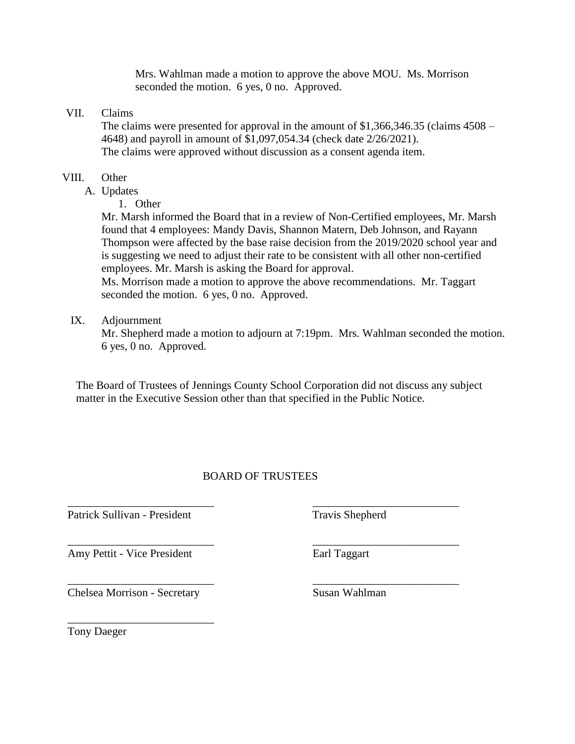Mrs. Wahlman made a motion to approve the above MOU. Ms. Morrison seconded the motion. 6 yes, 0 no. Approved.

VII. Claims

The claims were presented for approval in the amount of $1,366,346.35 (claims 4508 – 4648) and payroll in amount of $1,097,054.34 (check date 2/26/2021).
The claims were approved without discussion as a consent agenda item.

VIII. Other

A. Updates

1. Other

Mr. Marsh informed the Board that in a review of Non-Certified employees, Mr. Marsh found that 4 employees: Mandy Davis, Shannon Matern, Deb Johnson, and Rayann Thompson were affected by the base raise decision from the 2019/2020 school year and is suggesting we need to adjust their rate to be consistent with all other non-certified employees. Mr. Marsh is asking the Board for approval.
Ms. Morrison made a motion to approve the above recommendations. Mr. Taggart seconded the motion. 6 yes, 0 no. Approved.

IX. Adjournment

Mr. Shepherd made a motion to adjourn at 7:19pm. Mrs. Wahlman seconded the motion. 6 yes, 0 no. Approved.

The Board of Trustees of Jennings County School Corporation did not discuss any subject matter in the Executive Session other than that specified in the Public Notice.

BOARD OF TRUSTEES

| | |
|---|---|
| ___________________________ | ___________________________ |
| Patrick Sullivan - President | Travis Shepherd |
| ___________________________ | ___________________________ |
| Amy Pettit - Vice President | Earl Taggart |
| ___________________________ | ___________________________ |
| Chelsea Morrison - Secretary | Susan Wahlman |
| ___________________________ | |
| Tony Daeger | |